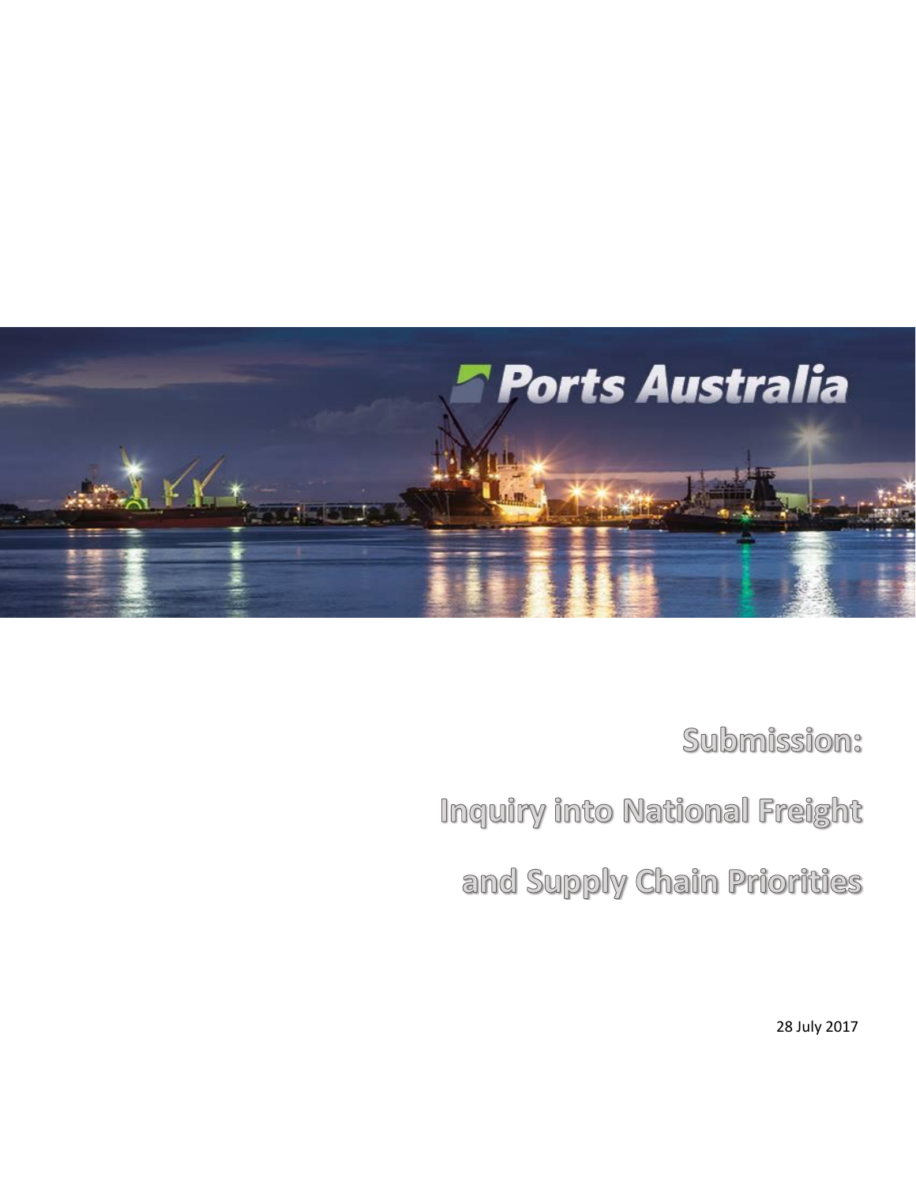Ports Australia

# Submission:

# Inquiry into National Freight and Supply Chain Priorities

28 July 2017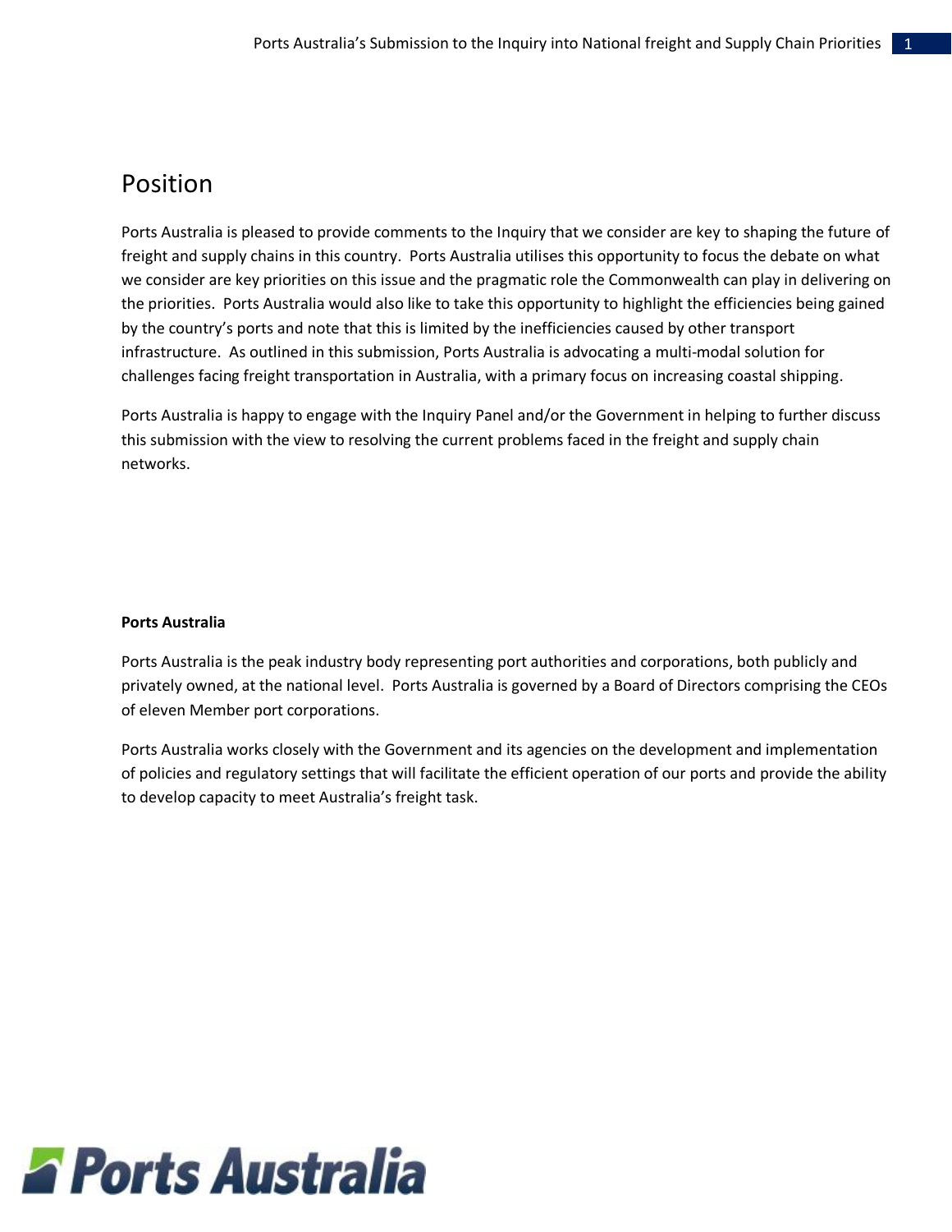# Position

Ports Australia is pleased to provide comments to the Inquiry that we consider are key to shaping the future of freight and supply chains in this country. Ports Australia utilises this opportunity to focus the debate on what we consider are key priorities on this issue and the pragmatic role the Commonwealth can play in delivering on the priorities. Ports Australia would also like to take this opportunity to highlight the efficiencies being gained by the country's ports and note that this is limited by the inefficiencies caused by other transport infrastructure. As outlined in this submission, Ports Australia is advocating a multi-modal solution for challenges facing freight transportation in Australia, with a primary focus on increasing coastal shipping.

Ports Australia is happy to engage with the Inquiry Panel and/or the Government in helping to further discuss this submission with the view to resolving the current problems faced in the freight and supply chain networks.

**Ports Australia**

Ports Australia is the peak industry body representing port authorities and corporations, both publicly and privately owned, at the national level. Ports Australia is governed by a Board of Directors comprising the CEOs of eleven Member port corporations.

Ports Australia works closely with the Government and its agencies on the development and implementation of policies and regulatory settings that will facilitate the efficient operation of our ports and provide the ability to develop capacity to meet Australia's freight task.

Ports Australia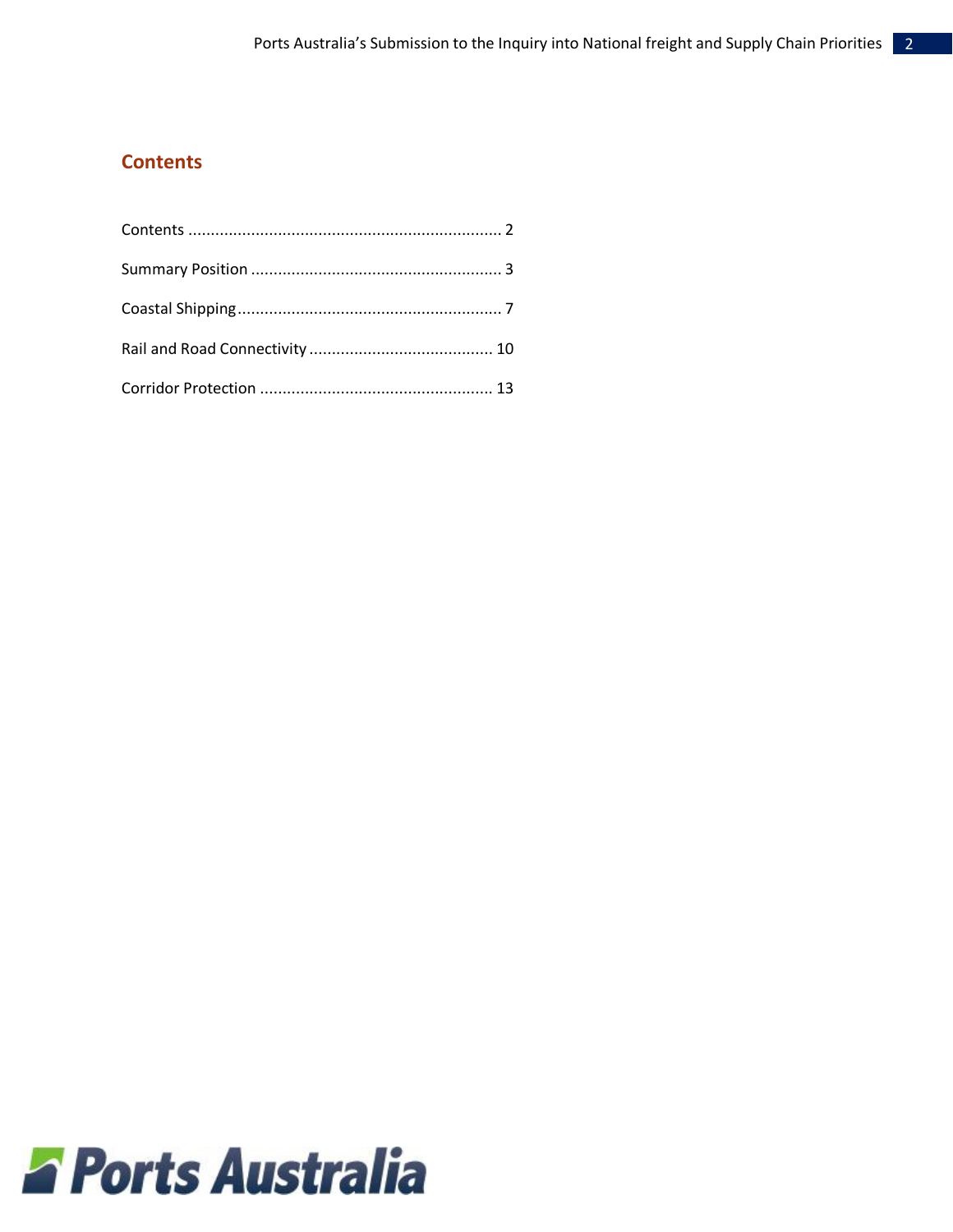## Contents

Contents ..................................................................... 2

Summary Position ....................................................... 3

Coastal Shipping .......................................................... 7

Rail and Road Connectivity ......................................... 10

Corridor Protection .................................................... 13

Ports Australia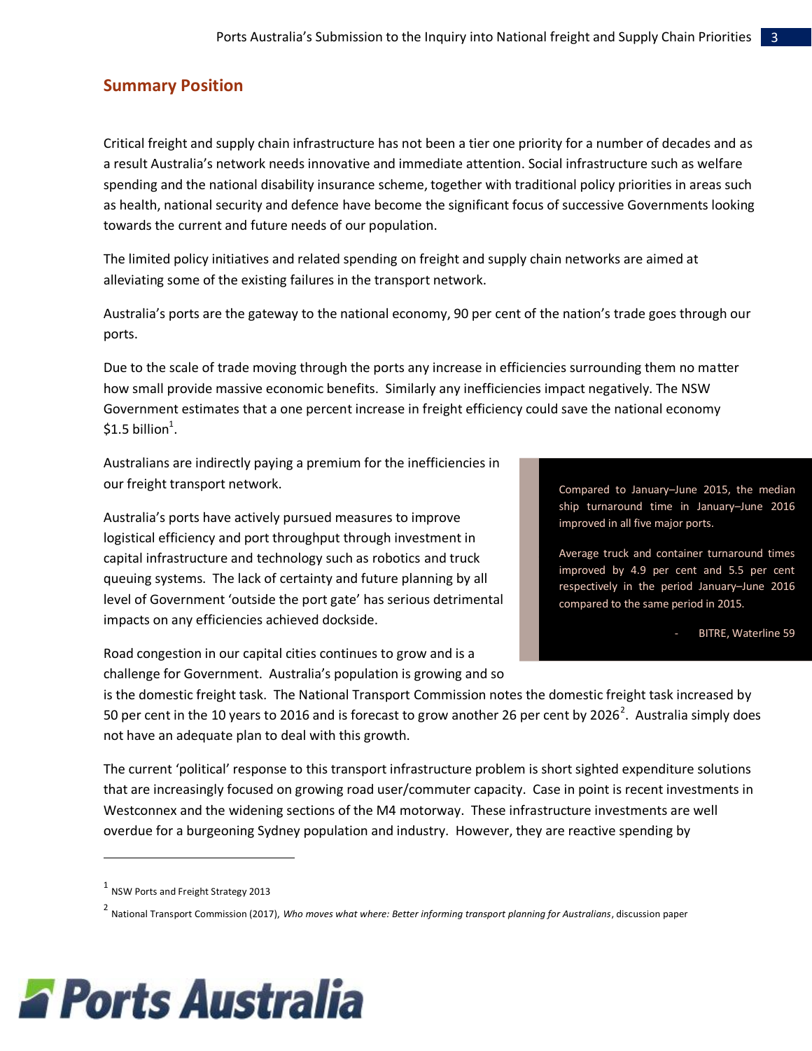## Summary Position

Critical freight and supply chain infrastructure has not been a tier one priority for a number of decades and as a result Australia's network needs innovative and immediate attention. Social infrastructure such as welfare spending and the national disability insurance scheme, together with traditional policy priorities in areas such as health, national security and defence have become the significant focus of successive Governments looking towards the current and future needs of our population.

The limited policy initiatives and related spending on freight and supply chain networks are aimed at alleviating some of the existing failures in the transport network.

Australia's ports are the gateway to the national economy, 90 per cent of the nation's trade goes through our ports.

Due to the scale of trade moving through the ports any increase in efficiencies surrounding them no matter how small provide massive economic benefits. Similarly any inefficiencies impact negatively. The NSW Government estimates that a one percent increase in freight efficiency could save the national economy $1.5 billion[1].

Australians are indirectly paying a premium for the inefficiencies in our freight transport network.

Australia's ports have actively pursued measures to improve logistical efficiency and port throughput through investment in capital infrastructure and technology such as robotics and truck queuing systems. The lack of certainty and future planning by all level of Government 'outside the port gate' has serious detrimental impacts on any efficiencies achieved dockside.

> Compared to January–June 2015, the median ship turnaround time in January–June 2016 improved in all five major ports.
>
> Average truck and container turnaround times improved by 4.9 per cent and 5.5 per cent respectively in the period January–June 2016 compared to the same period in 2015.
>
> - BITRE, Waterline 59

Road congestion in our capital cities continues to grow and is a challenge for Government. Australia's population is growing and so is the domestic freight task. The National Transport Commission notes the domestic freight task increased by 50 per cent in the 10 years to 2016 and is forecast to grow another 26 per cent by 2026[2]. Australia simply does not have an adequate plan to deal with this growth.

The current 'political' response to this transport infrastructure problem is short sighted expenditure solutions that are increasingly focused on growing road user/commuter capacity. Case in point is recent investments in Westconnex and the widening sections of the M4 motorway. These infrastructure investments are well overdue for a burgeoning Sydney population and industry. However, they are reactive spending by

---

[1] NSW Ports and Freight Strategy 2013

[2] National Transport Commission (2017), *Who moves what where: Better informing transport planning for Australians*, discussion paper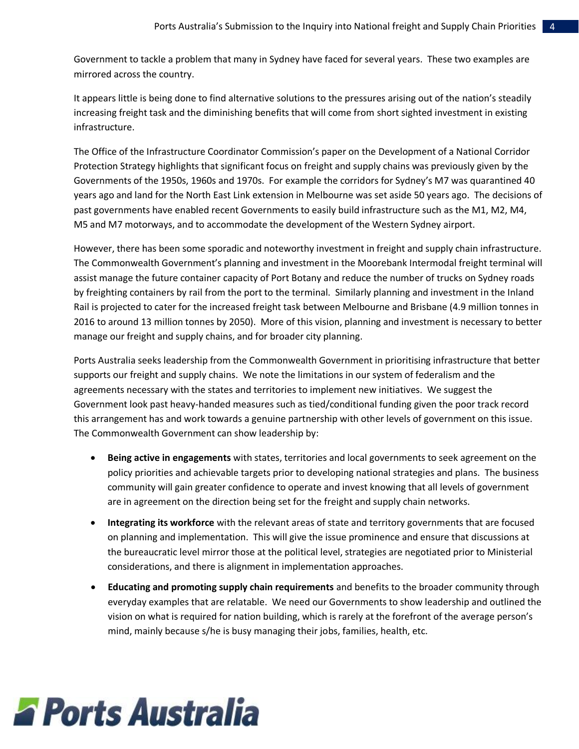Government to tackle a problem that many in Sydney have faced for several years. These two examples are mirrored across the country.

It appears little is being done to find alternative solutions to the pressures arising out of the nation's steadily increasing freight task and the diminishing benefits that will come from short sighted investment in existing infrastructure.

The Office of the Infrastructure Coordinator Commission's paper on the Development of a National Corridor Protection Strategy highlights that significant focus on freight and supply chains was previously given by the Governments of the 1950s, 1960s and 1970s. For example the corridors for Sydney's M7 was quarantined 40 years ago and land for the North East Link extension in Melbourne was set aside 50 years ago. The decisions of past governments have enabled recent Governments to easily build infrastructure such as the M1, M2, M4, M5 and M7 motorways, and to accommodate the development of the Western Sydney airport.

However, there has been some sporadic and noteworthy investment in freight and supply chain infrastructure. The Commonwealth Government's planning and investment in the Moorebank Intermodal freight terminal will assist manage the future container capacity of Port Botany and reduce the number of trucks on Sydney roads by freighting containers by rail from the port to the terminal. Similarly planning and investment in the Inland Rail is projected to cater for the increased freight task between Melbourne and Brisbane (4.9 million tonnes in 2016 to around 13 million tonnes by 2050). More of this vision, planning and investment is necessary to better manage our freight and supply chains, and for broader city planning.

Ports Australia seeks leadership from the Commonwealth Government in prioritising infrastructure that better supports our freight and supply chains. We note the limitations in our system of federalism and the agreements necessary with the states and territories to implement new initiatives. We suggest the Government look past heavy-handed measures such as tied/conditional funding given the poor track record this arrangement has and work towards a genuine partnership with other levels of government on this issue. The Commonwealth Government can show leadership by:

- **Being active in engagements** with states, territories and local governments to seek agreement on the policy priorities and achievable targets prior to developing national strategies and plans. The business community will gain greater confidence to operate and invest knowing that all levels of government are in agreement on the direction being set for the freight and supply chain networks.
- **Integrating its workforce** with the relevant areas of state and territory governments that are focused on planning and implementation. This will give the issue prominence and ensure that discussions at the bureaucratic level mirror those at the political level, strategies are negotiated prior to Ministerial considerations, and there is alignment in implementation approaches.
- **Educating and promoting supply chain requirements** and benefits to the broader community through everyday examples that are relatable. We need our Governments to show leadership and outlined the vision on what is required for nation building, which is rarely at the forefront of the average person's mind, mainly because s/he is busy managing their jobs, families, health, etc.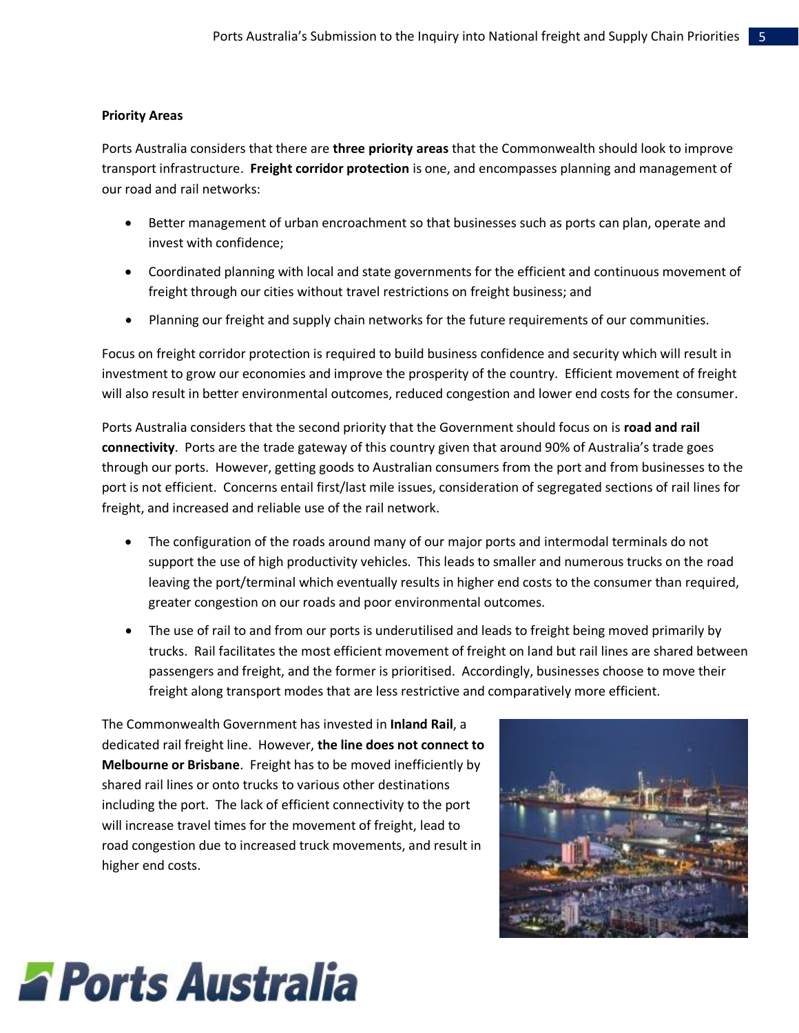**Priority Areas**

Ports Australia considers that there are **three priority areas** that the Commonwealth should look to improve transport infrastructure. **Freight corridor protection** is one, and encompasses planning and management of our road and rail networks:

- Better management of urban encroachment so that businesses such as ports can plan, operate and invest with confidence;
- Coordinated planning with local and state governments for the efficient and continuous movement of freight through our cities without travel restrictions on freight business; and
- Planning our freight and supply chain networks for the future requirements of our communities.

Focus on freight corridor protection is required to build business confidence and security which will result in investment to grow our economies and improve the prosperity of the country. Efficient movement of freight will also result in better environmental outcomes, reduced congestion and lower end costs for the consumer.

Ports Australia considers that the second priority that the Government should focus on is **road and rail connectivity**. Ports are the trade gateway of this country given that around 90% of Australia's trade goes through our ports. However, getting goods to Australian consumers from the port and from businesses to the port is not efficient. Concerns entail first/last mile issues, consideration of segregated sections of rail lines for freight, and increased and reliable use of the rail network.

- The configuration of the roads around many of our major ports and intermodal terminals do not support the use of high productivity vehicles. This leads to smaller and numerous trucks on the road leaving the port/terminal which eventually results in higher end costs to the consumer than required, greater congestion on our roads and poor environmental outcomes.
- The use of rail to and from our ports is underutilised and leads to freight being moved primarily by trucks. Rail facilitates the most efficient movement of freight on land but rail lines are shared between passengers and freight, and the former is prioritised. Accordingly, businesses choose to move their freight along transport modes that are less restrictive and comparatively more efficient.

The Commonwealth Government has invested in **Inland Rail**, a dedicated rail freight line. However, **the line does not connect to Melbourne or Brisbane**. Freight has to be moved inefficiently by shared rail lines or onto trucks to various other destinations including the port. The lack of efficient connectivity to the port will increase travel times for the movement of freight, lead to road congestion due to increased truck movements, and result in higher end costs.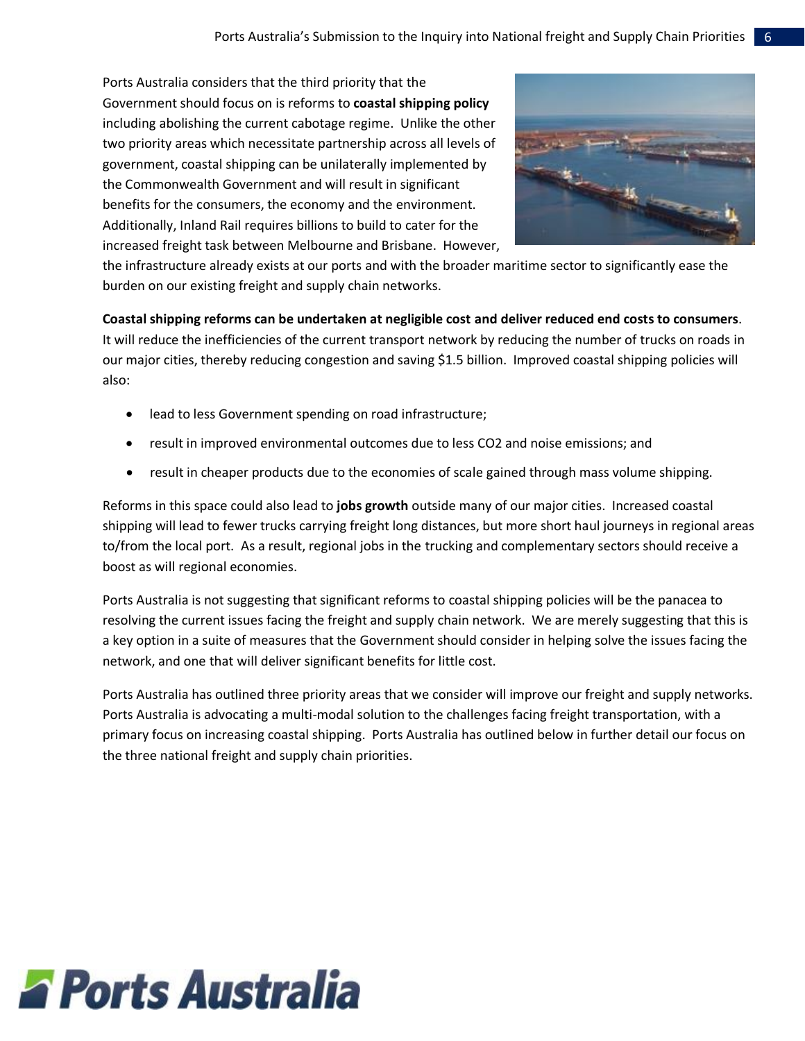Ports Australia considers that the third priority that the Government should focus on is reforms to **coastal shipping policy** including abolishing the current cabotage regime. Unlike the other two priority areas which necessitate partnership across all levels of government, coastal shipping can be unilaterally implemented by the Commonwealth Government and will result in significant benefits for the consumers, the economy and the environment. Additionally, Inland Rail requires billions to build to cater for the increased freight task between Melbourne and Brisbane. However, the infrastructure already exists at our ports and with the broader maritime sector to significantly ease the burden on our existing freight and supply chain networks.

**Coastal shipping reforms can be undertaken at negligible cost and deliver reduced end costs to consumers**. It will reduce the inefficiencies of the current transport network by reducing the number of trucks on roads in our major cities, thereby reducing congestion and saving $1.5 billion. Improved coastal shipping policies will also:

- lead to less Government spending on road infrastructure;
- result in improved environmental outcomes due to less $CO_2$ and noise emissions; and
- result in cheaper products due to the economies of scale gained through mass volume shipping.

Reforms in this space could also lead to **jobs growth** outside many of our major cities. Increased coastal shipping will lead to fewer trucks carrying freight long distances, but more short haul journeys in regional areas to/from the local port. As a result, regional jobs in the trucking and complementary sectors should receive a boost as will regional economies.

Ports Australia is not suggesting that significant reforms to coastal shipping policies will be the panacea to resolving the current issues facing the freight and supply chain network. We are merely suggesting that this is a key option in a suite of measures that the Government should consider in helping solve the issues facing the network, and one that will deliver significant benefits for little cost.

Ports Australia has outlined three priority areas that we consider will improve our freight and supply networks. Ports Australia is advocating a multi-modal solution to the challenges facing freight transportation, with a primary focus on increasing coastal shipping. Ports Australia has outlined below in further detail our focus on the three national freight and supply chain priorities.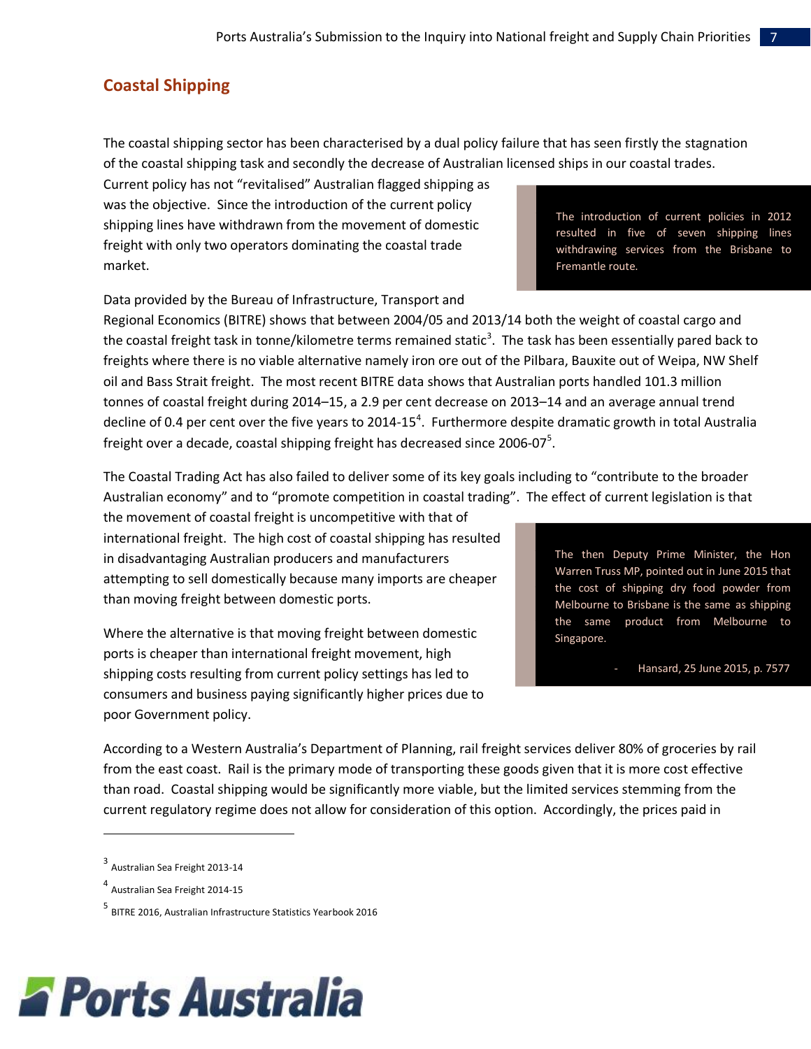## Coastal Shipping

The coastal shipping sector has been characterised by a dual policy failure that has seen firstly the stagnation of the coastal shipping task and secondly the decrease of Australian licensed ships in our coastal trades. Current policy has not "revitalised" Australian flagged shipping as was the objective. Since the introduction of the current policy shipping lines have withdrawn from the movement of domestic freight with only two operators dominating the coastal trade market.

> The introduction of current policies in 2012 resulted in five of seven shipping lines withdrawing services from the Brisbane to Fremantle route.

Data provided by the Bureau of Infrastructure, Transport and Regional Economics (BITRE) shows that between 2004/05 and 2013/14 both the weight of coastal cargo and the coastal freight task in tonne/kilometre terms remained static[3]. The task has been essentially pared back to freights where there is no viable alternative namely iron ore out of the Pilbara, Bauxite out of Weipa, NW Shelf oil and Bass Strait freight. The most recent BITRE data shows that Australian ports handled 101.3 million tonnes of coastal freight during 2014–15, a 2.9 per cent decrease on 2013–14 and an average annual trend decline of 0.4 per cent over the five years to 2014-15[4]. Furthermore despite dramatic growth in total Australia freight over a decade, coastal shipping freight has decreased since 2006-07[5].

The Coastal Trading Act has also failed to deliver some of its key goals including to "contribute to the broader Australian economy" and to "promote competition in coastal trading". The effect of current legislation is that the movement of coastal freight is uncompetitive with that of international freight. The high cost of coastal shipping has resulted in disadvantaging Australian producers and manufacturers attempting to sell domestically because many imports are cheaper than moving freight between domestic ports.

> The then Deputy Prime Minister, the Hon Warren Truss MP, pointed out in June 2015 that the cost of shipping dry food powder from Melbourne to Brisbane is the same as shipping the same product from Melbourne to Singapore.
>
> \- Hansard, 25 June 2015, p. 7577

Where the alternative is that moving freight between domestic ports is cheaper than international freight movement, high shipping costs resulting from current policy settings has led to consumers and business paying significantly higher prices due to poor Government policy.

According to a Western Australia's Department of Planning, rail freight services deliver 80% of groceries by rail from the east coast. Rail is the primary mode of transporting these goods given that it is more cost effective than road. Coastal shipping would be significantly more viable, but the limited services stemming from the current regulatory regime does not allow for consideration of this option. Accordingly, the prices paid in

---

[3] Australian Sea Freight 2013-14

[4] Australian Sea Freight 2014-15

[5] BITRE 2016, Australian Infrastructure Statistics Yearbook 2016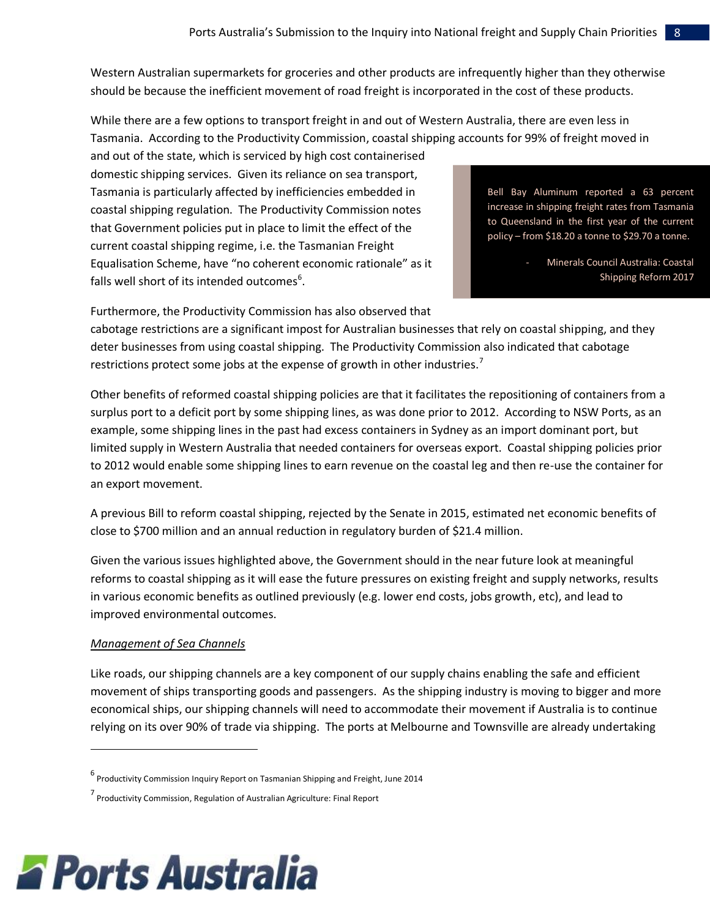Western Australian supermarkets for groceries and other products are infrequently higher than they otherwise should be because the inefficient movement of road freight is incorporated in the cost of these products.

While there are a few options to transport freight in and out of Western Australia, there are even less in Tasmania. According to the Productivity Commission, coastal shipping accounts for 99% of freight moved in and out of the state, which is serviced by high cost containerised domestic shipping services. Given its reliance on sea transport, Tasmania is particularly affected by inefficiencies embedded in coastal shipping regulation. The Productivity Commission notes that Government policies put in place to limit the effect of the current coastal shipping regime, i.e. the Tasmanian Freight Equalisation Scheme, have "no coherent economic rationale" as it falls well short of its intended outcomes[6].

> Bell Bay Aluminum reported a 63 percent increase in shipping freight rates from Tasmania to Queensland in the first year of the current policy – from $18.20 a tonne to $29.70 a tonne.
>
> - Minerals Council Australia: Coastal Shipping Reform 2017

Furthermore, the Productivity Commission has also observed that cabotage restrictions are a significant impost for Australian businesses that rely on coastal shipping, and they deter businesses from using coastal shipping. The Productivity Commission also indicated that cabotage restrictions protect some jobs at the expense of growth in other industries.[7]

Other benefits of reformed coastal shipping policies are that it facilitates the repositioning of containers from a surplus port to a deficit port by some shipping lines, as was done prior to 2012. According to NSW Ports, as an example, some shipping lines in the past had excess containers in Sydney as an import dominant port, but limited supply in Western Australia that needed containers for overseas export. Coastal shipping policies prior to 2012 would enable some shipping lines to earn revenue on the coastal leg and then re-use the container for an export movement.

A previous Bill to reform coastal shipping, rejected by the Senate in 2015, estimated net economic benefits of close to $700 million and an annual reduction in regulatory burden of $21.4 million.

Given the various issues highlighted above, the Government should in the near future look at meaningful reforms to coastal shipping as it will ease the future pressures on existing freight and supply networks, results in various economic benefits as outlined previously (e.g. lower end costs, jobs growth, etc), and lead to improved environmental outcomes.

*Management of Sea Channels*

Like roads, our shipping channels are a key component of our supply chains enabling the safe and efficient movement of ships transporting goods and passengers. As the shipping industry is moving to bigger and more economical ships, our shipping channels will need to accommodate their movement if Australia is to continue relying on its over 90% of trade via shipping. The ports at Melbourne and Townsville are already undertaking

---

[6] Productivity Commission Inquiry Report on Tasmanian Shipping and Freight, June 2014

[7] Productivity Commission, Regulation of Australian Agriculture: Final Report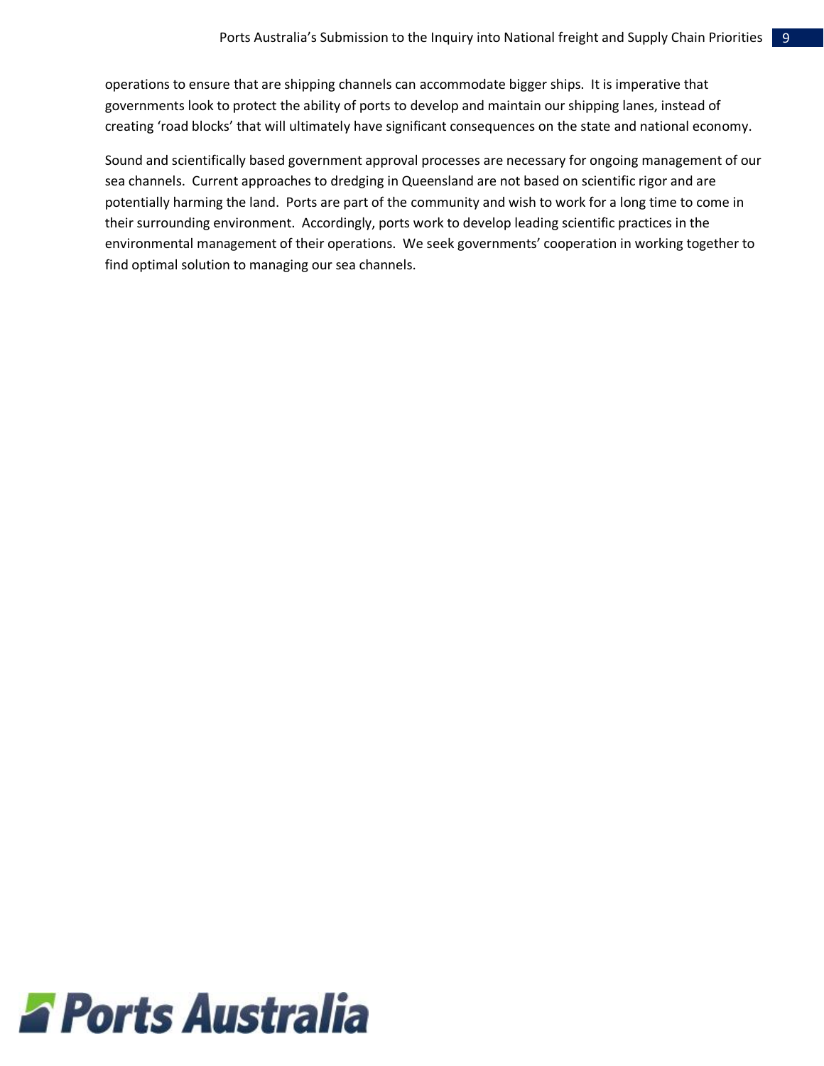operations to ensure that are shipping channels can accommodate bigger ships. It is imperative that governments look to protect the ability of ports to develop and maintain our shipping lanes, instead of creating 'road blocks' that will ultimately have significant consequences on the state and national economy.

Sound and scientifically based government approval processes are necessary for ongoing management of our sea channels. Current approaches to dredging in Queensland are not based on scientific rigor and are potentially harming the land. Ports are part of the community and wish to work for a long time to come in their surrounding environment. Accordingly, ports work to develop leading scientific practices in the environmental management of their operations. We seek governments' cooperation in working together to find optimal solution to managing our sea channels.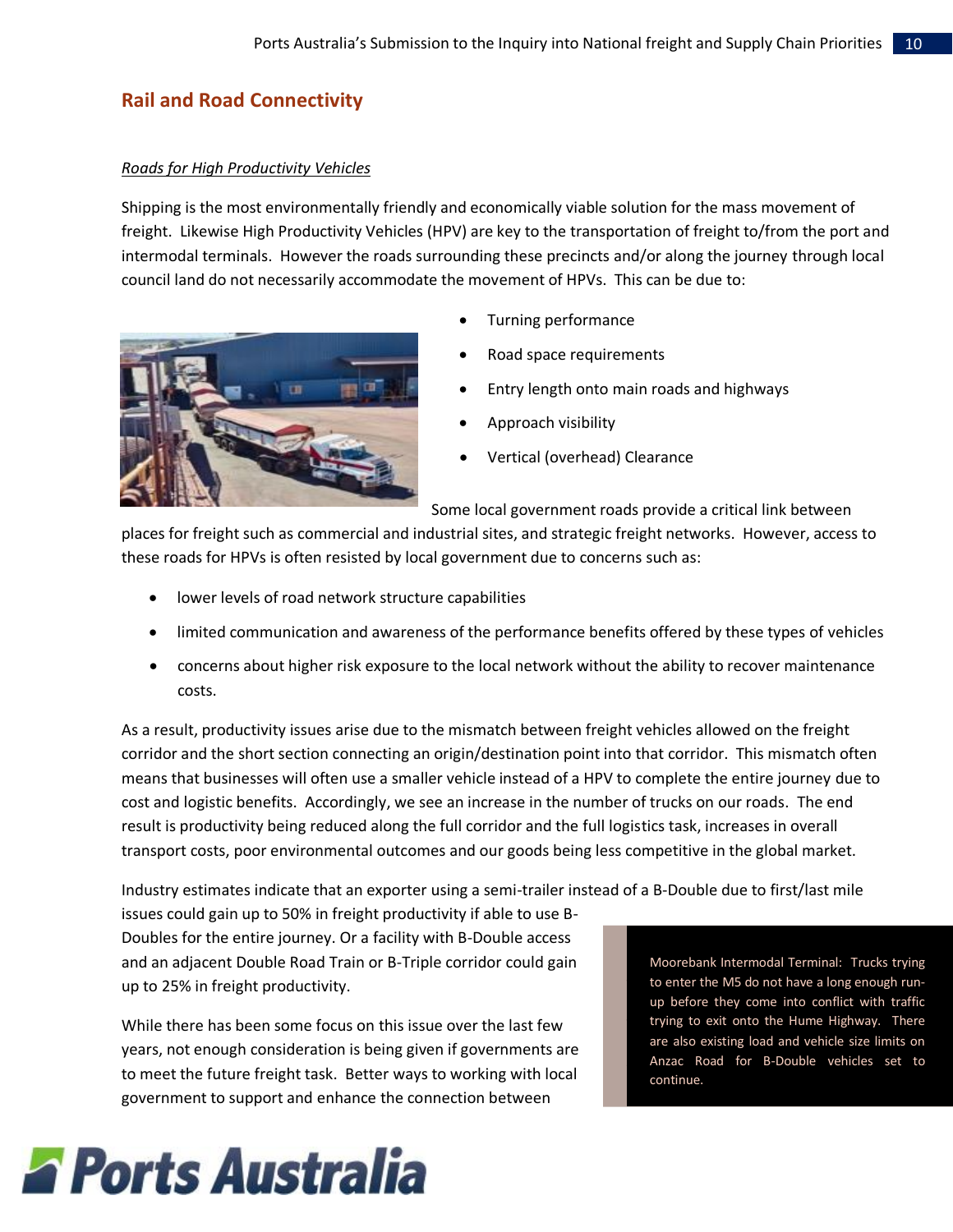## Rail and Road Connectivity

*Roads for High Productivity Vehicles*

Shipping is the most environmentally friendly and economically viable solution for the mass movement of freight. Likewise High Productivity Vehicles (HPV) are key to the transportation of freight to/from the port and intermodal terminals. However the roads surrounding these precincts and/or along the journey through local council land do not necessarily accommodate the movement of HPVs. This can be due to:

- Turning performance
- Road space requirements
- Entry length onto main roads and highways
- Approach visibility
- Vertical (overhead) Clearance

Some local government roads provide a critical link between places for freight such as commercial and industrial sites, and strategic freight networks. However, access to these roads for HPVs is often resisted by local government due to concerns such as:

- lower levels of road network structure capabilities
- limited communication and awareness of the performance benefits offered by these types of vehicles
- concerns about higher risk exposure to the local network without the ability to recover maintenance costs.

As a result, productivity issues arise due to the mismatch between freight vehicles allowed on the freight corridor and the short section connecting an origin/destination point into that corridor. This mismatch often means that businesses will often use a smaller vehicle instead of a HPV to complete the entire journey due to cost and logistic benefits. Accordingly, we see an increase in the number of trucks on our roads. The end result is productivity being reduced along the full corridor and the full logistics task, increases in overall transport costs, poor environmental outcomes and our goods being less competitive in the global market.

Industry estimates indicate that an exporter using a semi-trailer instead of a B-Double due to first/last mile issues could gain up to 50% in freight productivity if able to use B-Doubles for the entire journey. Or a facility with B-Double access and an adjacent Double Road Train or B-Triple corridor could gain up to 25% in freight productivity.

> Moorebank Intermodal Terminal: Trucks trying to enter the M5 do not have a long enough run-up before they come into conflict with traffic trying to exit onto the Hume Highway. There are also existing load and vehicle size limits on Anzac Road for B-Double vehicles set to continue.

While there has been some focus on this issue over the last few years, not enough consideration is being given if governments are to meet the future freight task. Better ways to working with local government to support and enhance the connection between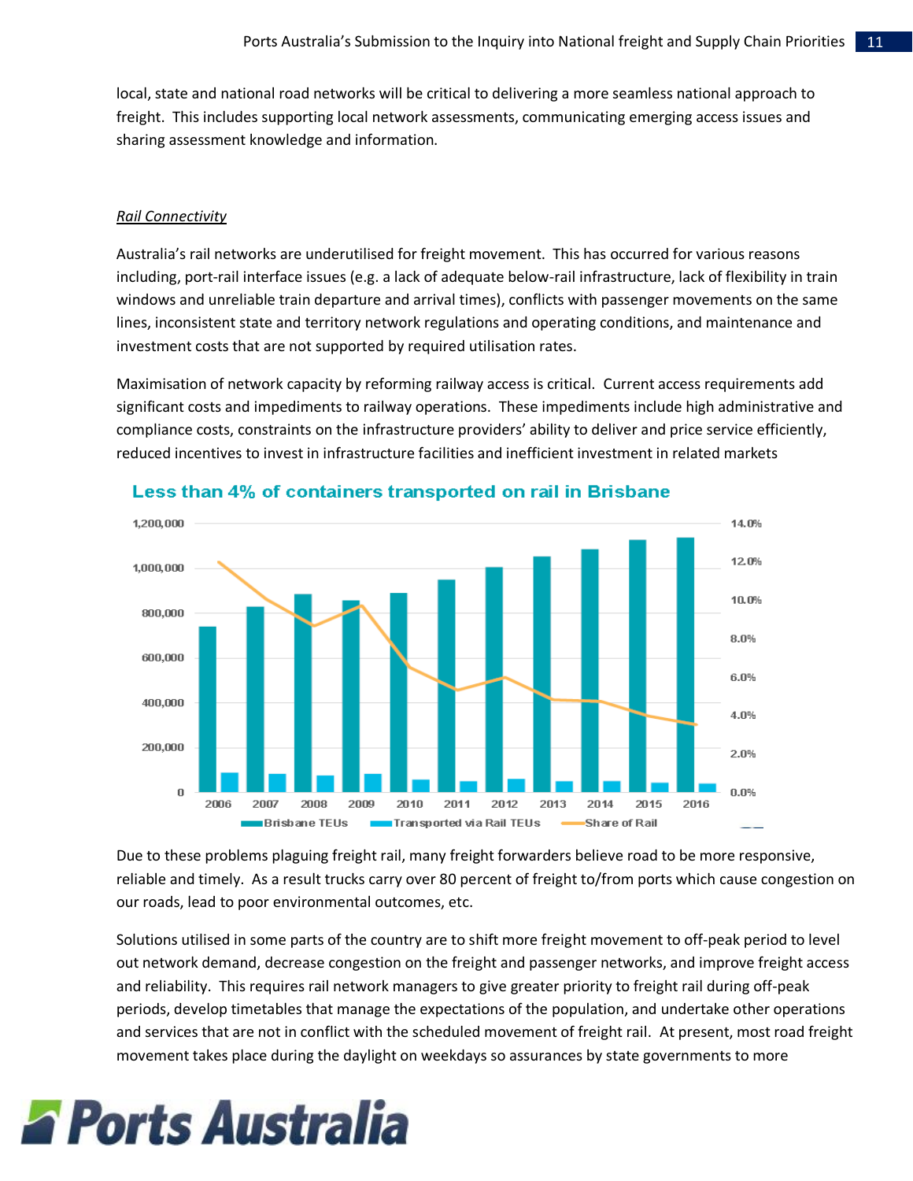local, state and national road networks will be critical to delivering a more seamless national approach to freight. This includes supporting local network assessments, communicating emerging access issues and sharing assessment knowledge and information.

*Rail Connectivity*

Australia's rail networks are underutilised for freight movement. This has occurred for various reasons including, port-rail interface issues (e.g. a lack of adequate below-rail infrastructure, lack of flexibility in train windows and unreliable train departure and arrival times), conflicts with passenger movements on the same lines, inconsistent state and territory network regulations and operating conditions, and maintenance and investment costs that are not supported by required utilisation rates.

Maximisation of network capacity by reforming railway access is critical. Current access requirements add significant costs and impediments to railway operations. These impediments include high administrative and compliance costs, constraints on the infrastructure providers' ability to deliver and price service efficiently, reduced incentives to invest in infrastructure facilities and inefficient investment in related markets

**Less than 4% of containers transported on rail in Brisbane**

Due to these problems plaguing freight rail, many freight forwarders believe road to be more responsive, reliable and timely. As a result trucks carry over 80 percent of freight to/from ports which cause congestion on our roads, lead to poor environmental outcomes, etc.

Solutions utilised in some parts of the country are to shift more freight movement to off-peak period to level out network demand, decrease congestion on the freight and passenger networks, and improve freight access and reliability. This requires rail network managers to give greater priority to freight rail during off-peak periods, develop timetables that manage the expectations of the population, and undertake other operations and services that are not in conflict with the scheduled movement of freight rail. At present, most road freight movement takes place during the daylight on weekdays so assurances by state governments to more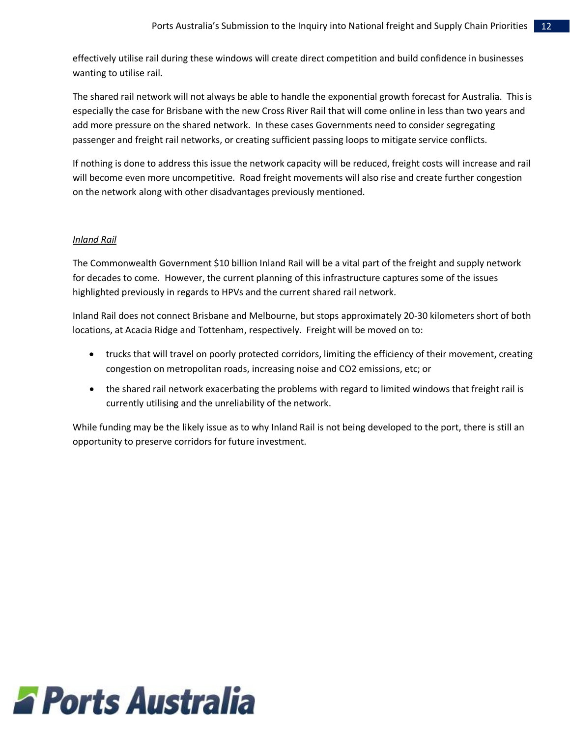effectively utilise rail during these windows will create direct competition and build confidence in businesses wanting to utilise rail.

The shared rail network will not always be able to handle the exponential growth forecast for Australia. This is especially the case for Brisbane with the new Cross River Rail that will come online in less than two years and add more pressure on the shared network. In these cases Governments need to consider segregating passenger and freight rail networks, or creating sufficient passing loops to mitigate service conflicts.

If nothing is done to address this issue the network capacity will be reduced, freight costs will increase and rail will become even more uncompetitive. Road freight movements will also rise and create further congestion on the network along with other disadvantages previously mentioned.

*Inland Rail*

The Commonwealth Government $10 billion Inland Rail will be a vital part of the freight and supply network for decades to come. However, the current planning of this infrastructure captures some of the issues highlighted previously in regards to HPVs and the current shared rail network.

Inland Rail does not connect Brisbane and Melbourne, but stops approximately 20-30 kilometers short of both locations, at Acacia Ridge and Tottenham, respectively. Freight will be moved on to:

- trucks that will travel on poorly protected corridors, limiting the efficiency of their movement, creating congestion on metropolitan roads, increasing noise and $CO_2$ emissions, etc; or
- the shared rail network exacerbating the problems with regard to limited windows that freight rail is currently utilising and the unreliability of the network.

While funding may be the likely issue as to why Inland Rail is not being developed to the port, there is still an opportunity to preserve corridors for future investment.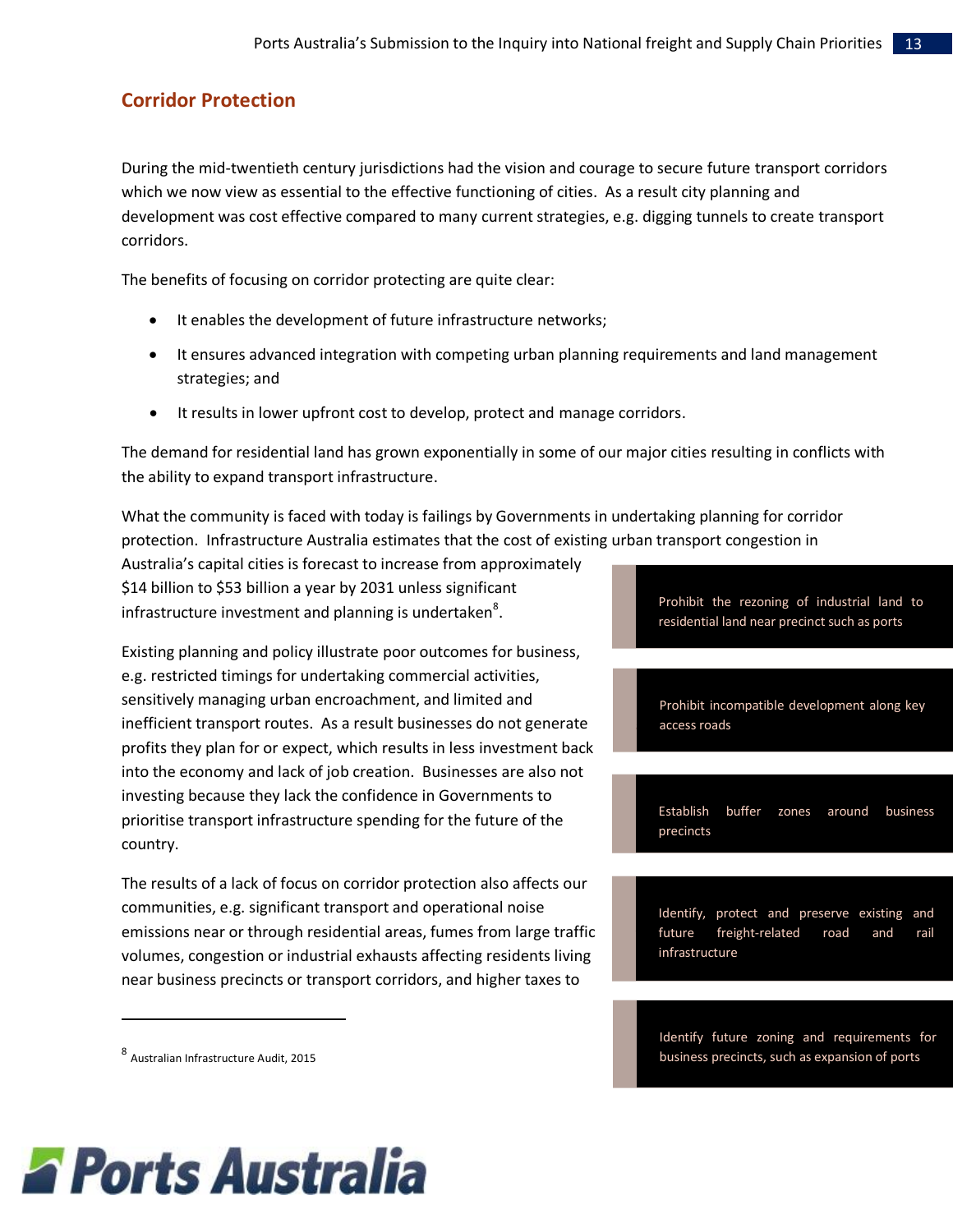## Corridor Protection

During the mid-twentieth century jurisdictions had the vision and courage to secure future transport corridors which we now view as essential to the effective functioning of cities. As a result city planning and development was cost effective compared to many current strategies, e.g. digging tunnels to create transport corridors.

The benefits of focusing on corridor protecting are quite clear:

- It enables the development of future infrastructure networks;
- It ensures advanced integration with competing urban planning requirements and land management strategies; and
- It results in lower upfront cost to develop, protect and manage corridors.

The demand for residential land has grown exponentially in some of our major cities resulting in conflicts with the ability to expand transport infrastructure.

What the community is faced with today is failings by Governments in undertaking planning for corridor protection. Infrastructure Australia estimates that the cost of existing urban transport congestion in Australia's capital cities is forecast to increase from approximately $14 billion to $53 billion a year by 2031 unless significant infrastructure investment and planning is undertaken[8].

Existing planning and policy illustrate poor outcomes for business, e.g. restricted timings for undertaking commercial activities, sensitively managing urban encroachment, and limited and inefficient transport routes. As a result businesses do not generate profits they plan for or expect, which results in less investment back into the economy and lack of job creation. Businesses are also not investing because they lack the confidence in Governments to prioritise transport infrastructure spending for the future of the country.

The results of a lack of focus on corridor protection also affects our communities, e.g. significant transport and operational noise emissions near or through residential areas, fumes from large traffic volumes, congestion or industrial exhausts affecting residents living near business precincts or transport corridors, and higher taxes to

- Prohibit the rezoning of industrial land to residential land near precinct such as ports
- Prohibit incompatible development along key access roads
- Establish buffer zones around business precincts
- Identify, protect and preserve existing and future freight-related road and rail infrastructure
- Identify future zoning and requirements for business precincts, such as expansion of ports

---

[8] Australian Infrastructure Audit, 2015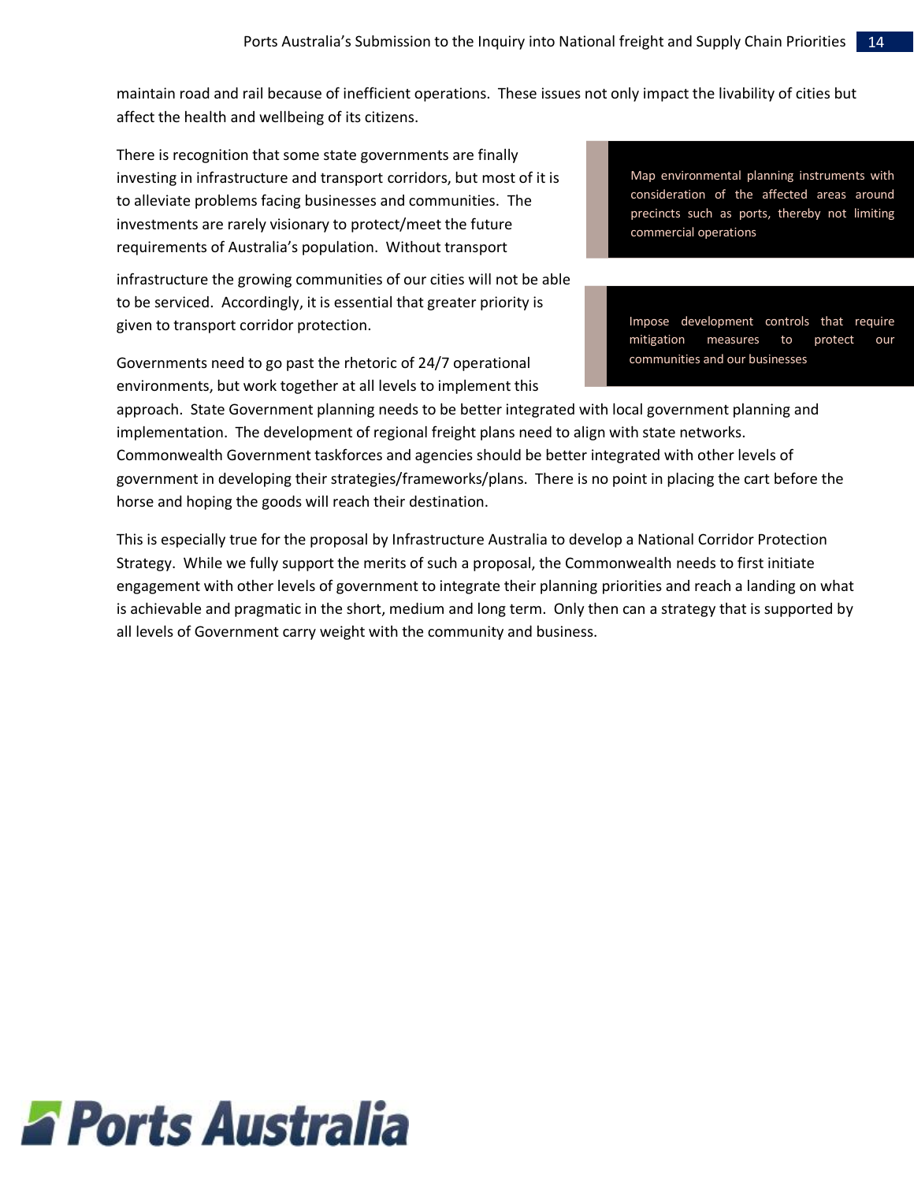maintain road and rail because of inefficient operations. These issues not only impact the livability of cities but affect the health and wellbeing of its citizens.

There is recognition that some state governments are finally investing in infrastructure and transport corridors, but most of it is to alleviate problems facing businesses and communities. The investments are rarely visionary to protect/meet the future requirements of Australia's population. Without transport infrastructure the growing communities of our cities will not be able to be serviced. Accordingly, it is essential that greater priority is given to transport corridor protection.

> Map environmental planning instruments with consideration of the affected areas around precincts such as ports, thereby not limiting commercial operations

> Impose development controls that require mitigation measures to protect our communities and our businesses

Governments need to go past the rhetoric of 24/7 operational environments, but work together at all levels to implement this approach. State Government planning needs to be better integrated with local government planning and implementation. The development of regional freight plans need to align with state networks. Commonwealth Government taskforces and agencies should be better integrated with other levels of government in developing their strategies/frameworks/plans. There is no point in placing the cart before the horse and hoping the goods will reach their destination.

This is especially true for the proposal by Infrastructure Australia to develop a National Corridor Protection Strategy. While we fully support the merits of such a proposal, the Commonwealth needs to first initiate engagement with other levels of government to integrate their planning priorities and reach a landing on what is achievable and pragmatic in the short, medium and long term. Only then can a strategy that is supported by all levels of Government carry weight with the community and business.